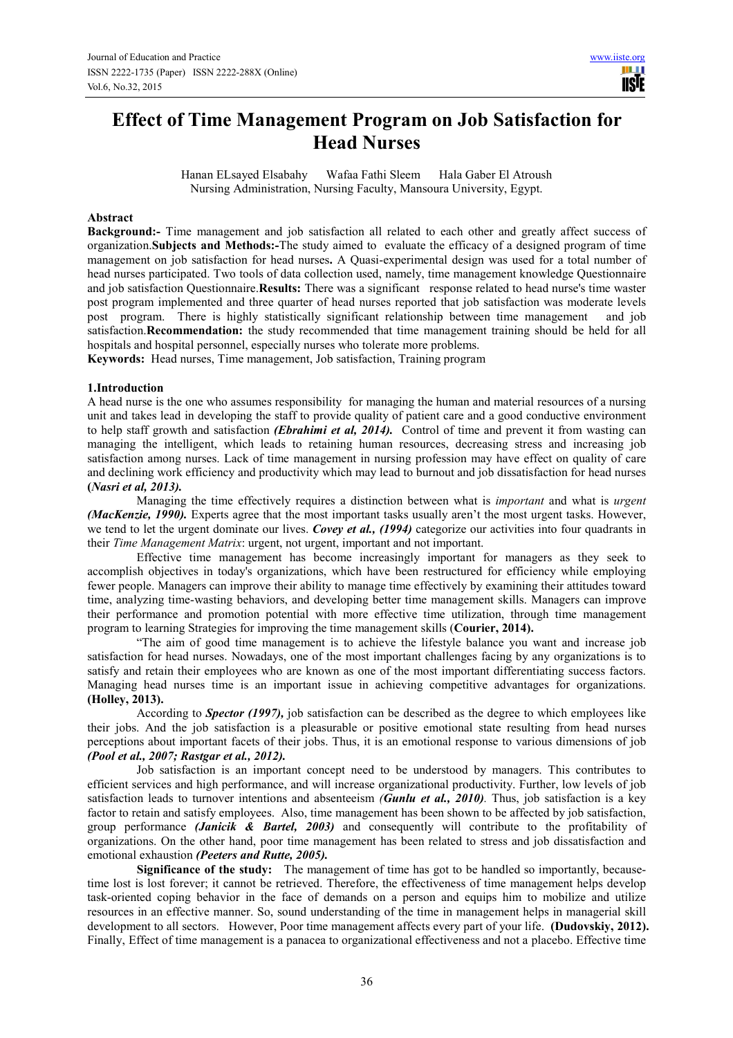# Effect of Time Management Program on Job Satisfaction for Head Nurses

Hanan ELsayed Elsabahy Wafaa Fathi Sleem Hala Gaber El Atroush
Nursing Administration, Nursing Faculty, Mansoura University, Egypt.

## Abstract

**Background:-** Time management and job satisfaction all related to each other and greatly affect success of organization.**Subjects and Methods:-**The study aimed to evaluate the efficacy of a designed program of time management on job satisfaction for head nurses**.** A Quasi-experimental design was used for a total number of head nurses participated. Two tools of data collection used, namely, time management knowledge Questionnaire and job satisfaction Questionnaire.**Results:** There was a significant response related to head nurse's time waster post program implemented and three quarter of head nurses reported that job satisfaction was moderate levels post program. There is highly statistically significant relationship between time management and job satisfaction.**Recommendation:** the study recommended that time management training should be held for all hospitals and hospital personnel, especially nurses who tolerate more problems.

**Keywords:** Head nurses, Time management, Job satisfaction, Training program

## 1.Introduction

A head nurse is the one who assumes responsibility for managing the human and material resources of a nursing unit and takes lead in developing the staff to provide quality of patient care and a good conductive environment to help staff growth and satisfaction ***(Ebrahimi et al, 2014).*** Control of time and prevent it from wasting can managing the intelligent, which leads to retaining human resources, decreasing stress and increasing job satisfaction among nurses. Lack of time management in nursing profession may have effect on quality of care and declining work efficiency and productivity which may lead to burnout and job dissatisfaction for head nurses **(*Nasri et al, 2013).***

Managing the time effectively requires a distinction between what is *important* and what is *urgent* ***(MacKenzie, 1990).*** Experts agree that the most important tasks usually aren't the most urgent tasks. However, we tend to let the urgent dominate our lives. ***Covey et al., (1994)*** categorize our activities into four quadrants in their *Time Management Matrix*: urgent, not urgent, important and not important.

Effective time management has become increasingly important for managers as they seek to accomplish objectives in today's organizations, which have been restructured for efficiency while employing fewer people. Managers can improve their ability to manage time effectively by examining their attitudes toward time, analyzing time-wasting behaviors, and developing better time management skills. Managers can improve their performance and promotion potential with more effective time utilization, through time management program to learning Strategies for improving the time management skills (**Courier, 2014).**

"The aim of good time management is to achieve the lifestyle balance you want and increase job satisfaction for head nurses. Nowadays, one of the most important challenges facing by any organizations is to satisfy and retain their employees who are known as one of the most important differentiating success factors. Managing head nurses time is an important issue in achieving competitive advantages for organizations. **(Holley, 2013).**

According to ***Spector (1997),*** job satisfaction can be described as the degree to which employees like their jobs. And the job satisfaction is a pleasurable or positive emotional state resulting from head nurses perceptions about important facets of their jobs. Thus, it is an emotional response to various dimensions of job ***(Pool et al., 2007; Rastgar et al., 2012).***

Job satisfaction is an important concept need to be understood by managers. This contributes to efficient services and high performance, and will increase organizational productivity. Further, low levels of job satisfaction leads to turnover intentions and absenteeism ***(Gunlu et al., 2010)***. Thus, job satisfaction is a key factor to retain and satisfy employees. Also, time management has been shown to be affected by job satisfaction, group performance ***(Janicik & Bartel, 2003)*** and consequently will contribute to the profitability of organizations. On the other hand, poor time management has been related to stress and job dissatisfaction and emotional exhaustion ***(Peeters and Rutte, 2005).***

**Significance of the study:** The management of time has got to be handled so importantly, because- time lost is lost forever; it cannot be retrieved. Therefore, the effectiveness of time management helps develop task-oriented coping behavior in the face of demands on a person and equips him to mobilize and utilize resources in an effective manner. So, sound understanding of the time in management helps in managerial skill development to all sectors. However, Poor time management affects every part of your life. **(Dudovskiy, 2012).** Finally, Effect of time management is a panacea to organizational effectiveness and not a placebo. Effective time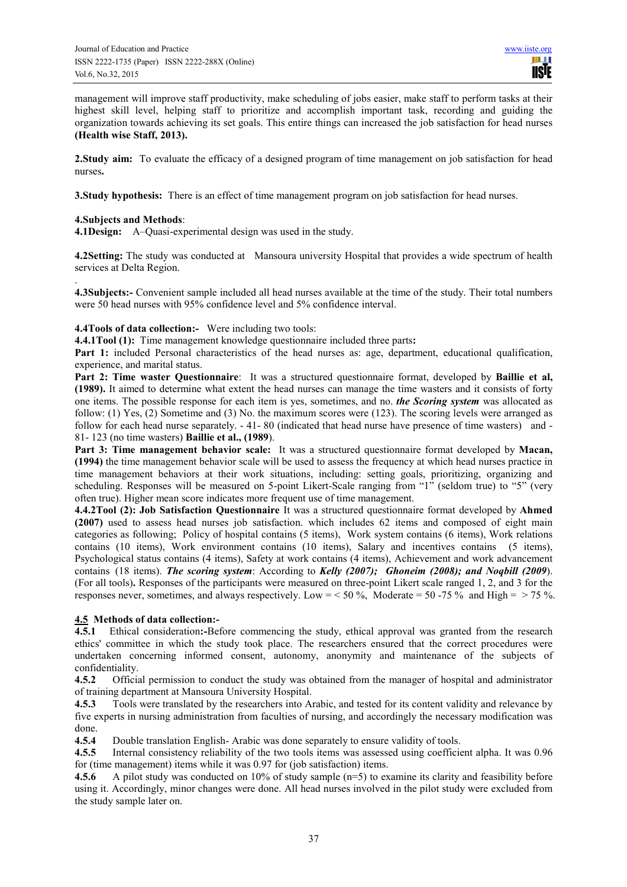management will improve staff productivity, make scheduling of jobs easier, make staff to perform tasks at their highest skill level, helping staff to prioritize and accomplish important task, recording and guiding the organization towards achieving its set goals. This entire things can increased the job satisfaction for head nurses **(Health wise Staff, 2013).**

**2.Study aim:** To evaluate the efficacy of a designed program of time management on job satisfaction for head nurses**.**

**3.Study hypothesis:** There is an effect of time management program on job satisfaction for head nurses.

**4.Subjects and Methods**:

**4.1Design:** A–Quasi-experimental design was used in the study.

**4.2Setting:** The study was conducted at Mansoura university Hospital that provides a wide spectrum of health services at Delta Region.

**4.3Subjects:-** Convenient sample included all head nurses available at the time of the study. Their total numbers were 50 head nurses with 95% confidence level and 5% confidence interval.

**4.4Tools of data collection:-** Were including two tools:

**4.4.1Tool (1):** Time management knowledge questionnaire included three parts**:**

**Part 1:** included Personal characteristics of the head nurses as: age, department, educational qualification, experience, and marital status.

**Part 2: Time waster Questionnaire**: It was a structured questionnaire format, developed by **Baillie et al, (1989).** It aimed to determine what extent the head nurses can manage the time wasters and it consists of forty one items. The possible response for each item is yes, sometimes, and no. ***the Scoring system*** was allocated as follow: (1) Yes, (2) Sometime and (3) No. the maximum scores were (123). The scoring levels were arranged as follow for each head nurse separately. - 41- 80 (indicated that head nurse have presence of time wasters) and - 81- 123 (no time wasters) **Baillie et al., (1989**).

**Part 3: Time management behavior scale:** It was a structured questionnaire format developed by **Macan, (1994)** the time management behavior scale will be used to assess the frequency at which head nurses practice in time management behaviors at their work situations, including: setting goals, prioritizing, organizing and scheduling. Responses will be measured on 5-point Likert-Scale ranging from "1" (seldom true) to "5" (very often true). Higher mean score indicates more frequent use of time management.

**4.4.2Tool (2): Job Satisfaction Questionnaire** It was a structured questionnaire format developed by **Ahmed (2007)** used to assess head nurses job satisfaction. which includes 62 items and composed of eight main categories as following; Policy of hospital contains (5 items), Work system contains (6 items), Work relations contains (10 items), Work environment contains (10 items), Salary and incentives contains (5 items), Psychological status contains (4 items), Safety at work contains (4 items), Achievement and work advancement contains (18 items). ***The scoring system***: According to ***Kelly (2007); Ghoneim (2008); and Noqbill (2009***). (For all tools)**.** Responses of the participants were measured on three-point Likert scale ranged 1, 2, and 3 for the responses never, sometimes, and always respectively. Low = < 50 %, Moderate = 50 -75 % and High = > 75 %.

**4.5 Methods of data collection:-**

**4.5.1** Ethical consideration**:-**Before commencing the study, ethical approval was granted from the research ethics' committee in which the study took place. The researchers ensured that the correct procedures were undertaken concerning informed consent, autonomy, anonymity and maintenance of the subjects of confidentiality.

**4.5.2** Official permission to conduct the study was obtained from the manager of hospital and administrator of training department at Mansoura University Hospital.

**4.5.3** Tools were translated by the researchers into Arabic, and tested for its content validity and relevance by five experts in nursing administration from faculties of nursing, and accordingly the necessary modification was done.

**4.5.4** Double translation English- Arabic was done separately to ensure validity of tools.

**4.5.5** Internal consistency reliability of the two tools items was assessed using coefficient alpha. It was 0.96 for (time management) items while it was 0.97 for (job satisfaction) items.

**4.5.6** A pilot study was conducted on 10% of study sample (n=5) to examine its clarity and feasibility before using it. Accordingly, minor changes were done. All head nurses involved in the pilot study were excluded from the study sample later on.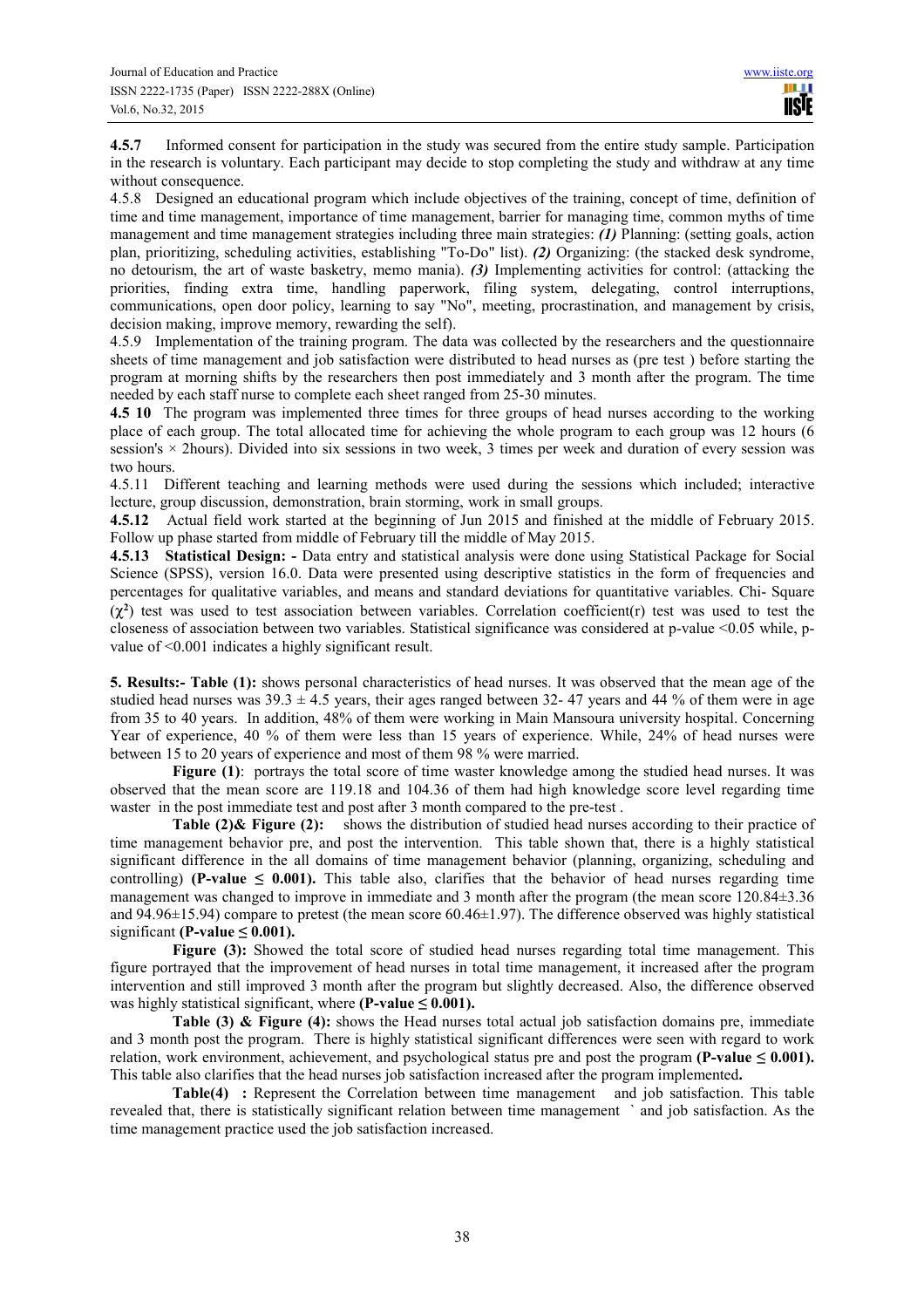**4.5.7** Informed consent for participation in the study was secured from the entire study sample. Participation in the research is voluntary. Each participant may decide to stop completing the study and withdraw at any time without consequence.

4.5.8 Designed an educational program which include objectives of the training, concept of time, definition of time and time management, importance of time management, barrier for managing time, common myths of time management and time management strategies including three main strategies: ***(1)*** Planning: (setting goals, action plan, prioritizing, scheduling activities, establishing "To-Do" list). ***(2)*** Organizing: (the stacked desk syndrome, no detourism, the art of waste basketry, memo mania). ***(3)*** Implementing activities for control: (attacking the priorities, finding extra time, handling paperwork, filing system, delegating, control interruptions, communications, open door policy, learning to say "No", meeting, procrastination, and management by crisis, decision making, improve memory, rewarding the self).

4.5.9 Implementation of the training program. The data was collected by the researchers and the questionnaire sheets of time management and job satisfaction were distributed to head nurses as (pre test ) before starting the program at morning shifts by the researchers then post immediately and 3 month after the program. The time needed by each staff nurse to complete each sheet ranged from 25-30 minutes.

**4.5 10** The program was implemented three times for three groups of head nurses according to the working place of each group. The total allocated time for achieving the whole program to each group was 12 hours (6 session's × 2hours). Divided into six sessions in two week, 3 times per week and duration of every session was two hours.

4.5.11 Different teaching and learning methods were used during the sessions which included; interactive lecture, group discussion, demonstration, brain storming, work in small groups.

**4.5.12** Actual field work started at the beginning of Jun 2015 and finished at the middle of February 2015. Follow up phase started from middle of February till the middle of May 2015.

**4.5.13 Statistical Design: -** Data entry and statistical analysis were done using Statistical Package for Social Science (SPSS), version 16.0. Data were presented using descriptive statistics in the form of frequencies and percentages for qualitative variables, and means and standard deviations for quantitative variables. Chi- Square ($\chi^2$) test was used to test association between variables. Correlation coefficient(r) test was used to test the closeness of association between two variables. Statistical significance was considered at p-value <0.05 while, p-value of <0.001 indicates a highly significant result.

**5. Results:- Table (1):** shows personal characteristics of head nurses. It was observed that the mean age of the studied head nurses was 39.3 ± 4.5 years, their ages ranged between 32- 47 years and 44 % of them were in age from 35 to 40 years. In addition, 48% of them were working in Main Mansoura university hospital. Concerning Year of experience, 40 % of them were less than 15 years of experience. While, 24% of head nurses were between 15 to 20 years of experience and most of them 98 % were married.

**Figure (1)**: portrays the total score of time waster knowledge among the studied head nurses. It was observed that the mean score are 119.18 and 104.36 of them had high knowledge score level regarding time waster in the post immediate test and post after 3 month compared to the pre-test .

**Table (2)& Figure (2):** shows the distribution of studied head nurses according to their practice of time management behavior pre, and post the intervention. This table shown that, there is a highly statistical significant difference in the all domains of time management behavior (planning, organizing, scheduling and controlling) **(P-value ≤ 0.001).** This table also, clarifies that the behavior of head nurses regarding time management was changed to improve in immediate and 3 month after the program (the mean score 120.84±3.36 and 94.96±15.94) compare to pretest (the mean score 60.46±1.97). The difference observed was highly statistical significant **(P-value ≤ 0.001).**

**Figure (3):** Showed the total score of studied head nurses regarding total time management. This figure portrayed that the improvement of head nurses in total time management, it increased after the program intervention and still improved 3 month after the program but slightly decreased. Also, the difference observed was highly statistical significant, where **(P-value ≤ 0.001).**

**Table (3) & Figure (4):** shows the Head nurses total actual job satisfaction domains pre, immediate and 3 month post the program. There is highly statistical significant differences were seen with regard to work relation, work environment, achievement, and psychological status pre and post the program **(P-value ≤ 0.001).** This table also clarifies that the head nurses job satisfaction increased after the program implemented**.**

**Table(4) :** Represent the Correlation between time management and job satisfaction. This table revealed that, there is statistically significant relation between time management ` and job satisfaction. As the time management practice used the job satisfaction increased.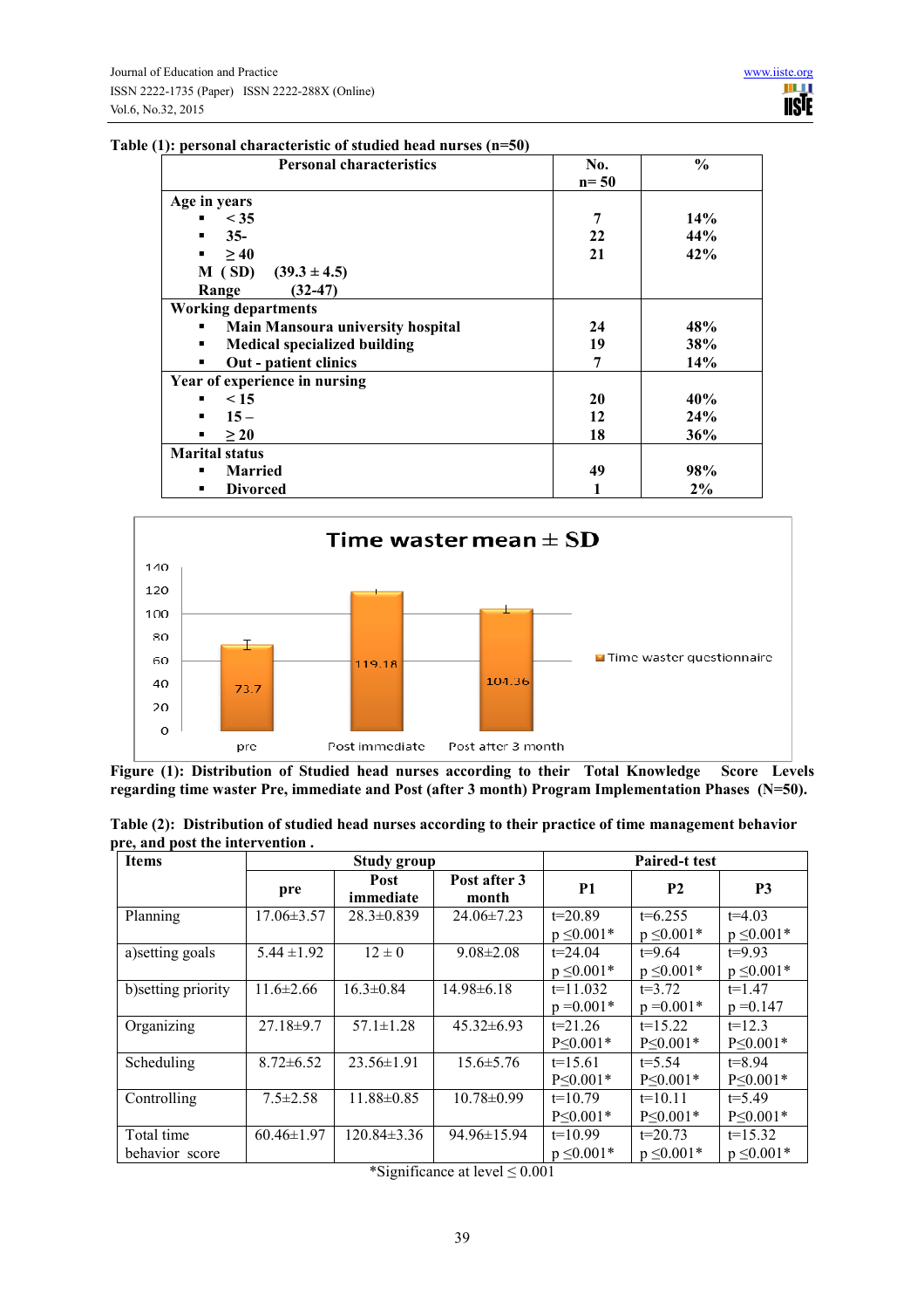**Table (1): personal characteristic of studied head nurses (n=50)**

| Personal characteristics | No. n= 50 | % |
|---|---|---|
| **Age in years** | | |
| ▪ < 35 | 7 | 14% |
| ▪ 35- | 22 | 44% |
| ▪ ≥ 40 | 21 | 42% |
| M ( SD) (39.3 ± 4.5) | | |
| Range (32-47) | | |
| **Working departments** | | |
| ▪ Main Mansoura university hospital | 24 | 48% |
| ▪ Medical specialized building | 19 | 38% |
| ▪ Out - patient clinics | 7 | 14% |
| **Year of experience in nursing** | | |
| ▪ < 15 | 20 | 40% |
| ▪ 15 – | 12 | 24% |
| ▪ ≥ 20 | 18 | 36% |
| **Marital status** | | |
| ▪ Married | 49 | 98% |
| ▪ Divorced | 1 | 2% |

Time waster mean ± SD

| | pre | Post immediate | Post after 3 month |
|---|---|---|---|
| Time waster questionnaire | 73.7 | 119.18 | 104.36 |

**Figure (1): Distribution of Studied head nurses according to their Total Knowledge Score Levels regarding time waster Pre, immediate and Post (after 3 month) Program Implementation Phases (N=50).**

**Table (2): Distribution of studied head nurses according to their practice of time management behavior pre, and post the intervention .**

| Items | Study group | | | Paired-t test | | |
|---|---|---|---|---|---|---|
| | pre | Post immediate | Post after 3 month | P1 | P2 | P3 |
| Planning | 17.06±3.57 | 28.3±0.839 | 24.06±7.23 | t=20.89 p ≤0.001* | t=6.255 p ≤0.001* | t=4.03 p ≤0.001* |
| a)setting goals | 5.44 ±1.92 | 12 ± 0 | 9.08±2.08 | t=24.04 p ≤0.001* | t=9.64 p ≤0.001* | t=9.93 p ≤0.001* |
| b)setting priority | 11.6±2.66 | 16.3±0.84 | 14.98±6.18 | t=11.032 p =0.001* | t=3.72 p =0.001* | t=1.47 p =0.147 |
| Organizing | 27.18±9.7 | 57.1±1.28 | 45.32±6.93 | t=21.26 P≤0.001* | t=15.22 P≤0.001* | t=12.3 P≤0.001* |
| Scheduling | 8.72±6.52 | 23.56±1.91 | 15.6±5.76 | t=15.61 P≤0.001* | t=5.54 P≤0.001* | t=8.94 P≤0.001* |
| Controlling | 7.5±2.58 | 11.88±0.85 | 10.78±0.99 | t=10.79 P≤0.001* | t=10.11 P≤0.001* | t=5.49 P≤0.001* |
| Total time behavior score | 60.46±1.97 | 120.84±3.36 | 94.96±15.94 | t=10.99 p ≤0.001* | t=20.73 p ≤0.001* | t=15.32 p ≤0.001* |

*Significance at level ≤ 0.001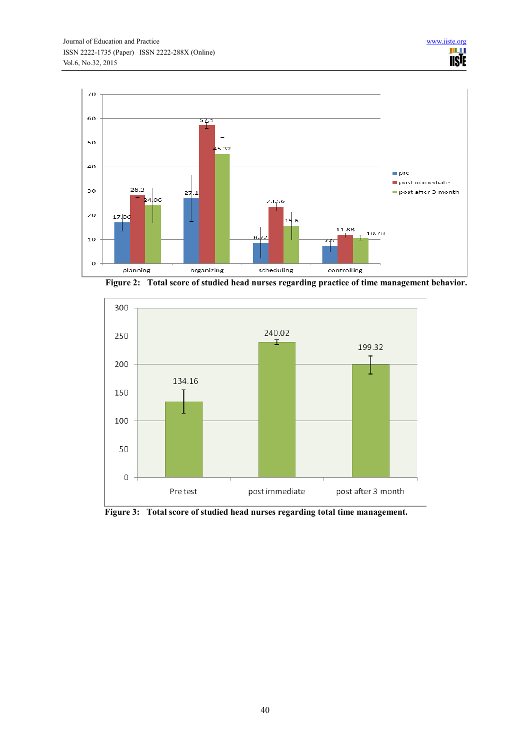Figure 2: Total score of studied head nurses regarding practice of time management behavior.

Figure 3: Total score of studied head nurses regarding total time management.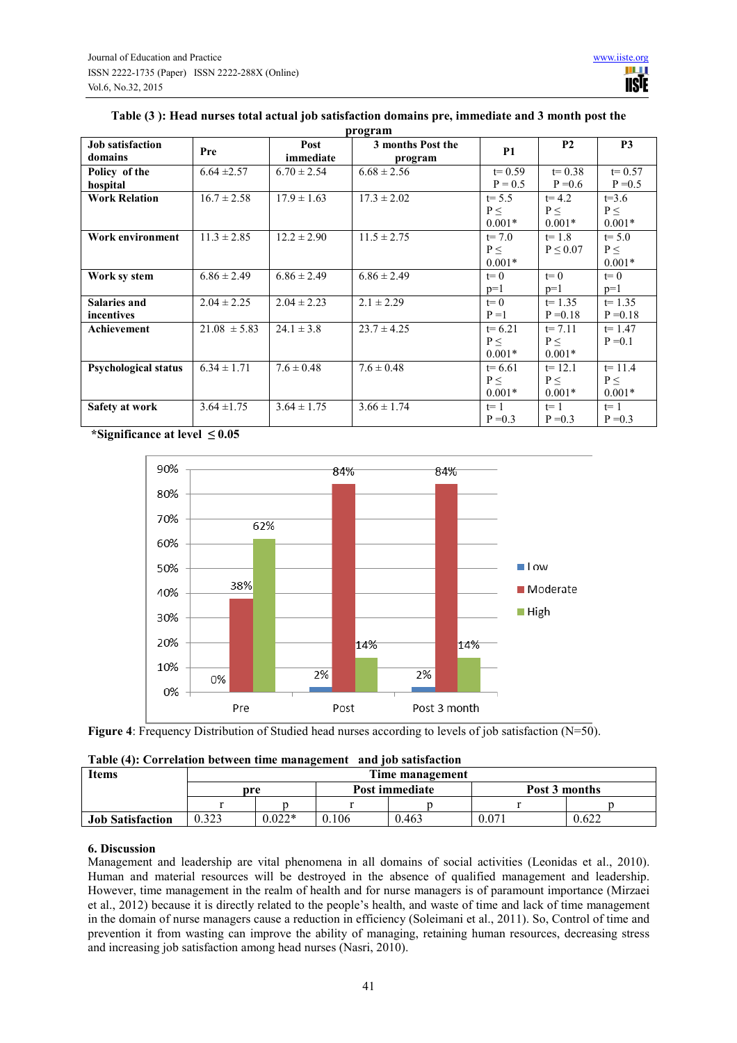**Table (3 ): Head nurses total actual job satisfaction domains pre, immediate and 3 month post the program**

| Job satisfaction domains | Pre | Post immediate | 3 months Post the program | P1 | P2 | P3 |
|---|---|---|---|---|---|---|
| Policy of the hospital | 6.64 ±2.57 | 6.70 ± 2.54 | 6.68 ± 2.56 | t= 0.59 P = 0.5 | t= 0.38 P =0.6 | t= 0.57 P =0.5 |
| Work Relation | 16.7 ± 2.58 | 17.9 ± 1.63 | 17.3 ± 2.02 | t= 5.5 P ≤ 0.001* | t= 4.2 P ≤ 0.001* | t=3.6 P ≤ 0.001* |
| Work environment | 11.3 ± 2.85 | 12.2 ± 2.90 | 11.5 ± 2.75 | t= 7.0 P ≤ 0.001* | t= 1.8 P ≤ 0.07 | t= 5.0 P ≤ 0.001* |
| Work sy stem | 6.86 ± 2.49 | 6.86 ± 2.49 | 6.86 ± 2.49 | t= 0 p=1 | t= 0 p=1 | t= 0 p=1 |
| Salaries and incentives | 2.04 ± 2.25 | 2.04 ± 2.23 | 2.1 ± 2.29 | t= 0 P =1 | t= 1.35 P =0.18 | t= 1.35 P =0.18 |
| Achievement | 21.08 ± 5.83 | 24.1 ± 3.8 | 23.7 ± 4.25 | t= 6.21 P ≤ 0.001* | t= 7.11 P ≤ 0.001* | t= 1.47 P =0.1 |
| Psychological status | 6.34 ± 1.71 | 7.6 ± 0.48 | 7.6 ± 0.48 | t= 6.61 P ≤ 0.001* | t= 12.1 P ≤ 0.001* | t= 11.4 P ≤ 0.001* |
| Safety at work | 3.64 ±1.75 | 3.64 ± 1.75 | 3.66 ± 1.74 | t= 1 P =0.3 | t= 1 P =0.3 | t= 1 P =0.3 |

***Significance at level ≤ 0.05**

**Figure 4**: Frequency Distribution of Studied head nurses according to levels of job satisfaction (N=50).

**Table (4): Correlation between time management and job satisfaction**

| Items | Time management | | | | | |
|---|---|---|---|---|---|---|
| | pre | | Post immediate | | Post 3 months | |
| | r | p | r | p | r | p |
| Job Satisfaction | 0.323 | 0.022* | 0.106 | 0.463 | 0.071 | 0.622 |

## 6. Discussion

Management and leadership are vital phenomena in all domains of social activities (Leonidas et al., 2010). Human and material resources will be destroyed in the absence of qualified management and leadership. However, time management in the realm of health and for nurse managers is of paramount importance (Mirzaei et al., 2012) because it is directly related to the people's health, and waste of time and lack of time management in the domain of nurse managers cause a reduction in efficiency (Soleimani et al., 2011). So, Control of time and prevention it from wasting can improve the ability of managing, retaining human resources, decreasing stress and increasing job satisfaction among head nurses (Nasri, 2010).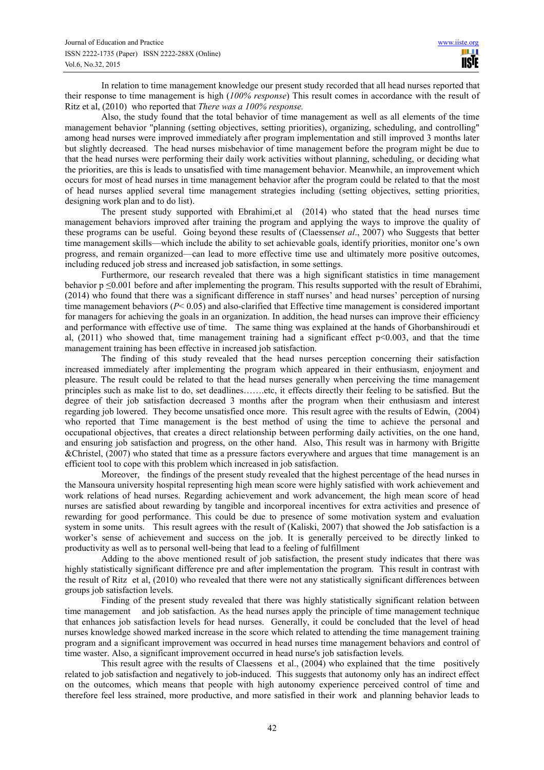In relation to time management knowledge our present study recorded that all head nurses reported that their response to time management is high (*100% response*) This result comes in accordance with the result of Ritz et al, (2010) who reported that *There was a 100% response.*

Also, the study found that the total behavior of time management as well as all elements of the time management behavior "planning (setting objectives, setting priorities), organizing, scheduling, and controlling" among head nurses were improved immediately after program implementation and still improved 3 months later but slightly decreased. The head nurses misbehavior of time management before the program might be due to that the head nurses were performing their daily work activities without planning, scheduling, or deciding what the priorities, are this is leads to unsatisfied with time management behavior. Meanwhile, an improvement which occurs for most of head nurses in time management behavior after the program could be related to that the most of head nurses applied several time management strategies including (setting objectives, setting priorities, designing work plan and to do list).

The present study supported with Ebrahimi,et al (2014) who stated that the head nurses time management behaviors improved after training the program and applying the ways to improve the quality of these programs can be useful. Going beyond these results of (Claessens*et al*., 2007) who Suggests that better time management skills—which include the ability to set achievable goals, identify priorities, monitor one's own progress, and remain organized—can lead to more effective time use and ultimately more positive outcomes, including reduced job stress and increased job satisfaction, in some settings.

Furthermore, our research revealed that there was a high significant statistics in time management behavior $p \leq 0.001$ before and after implementing the program. This results supported with the result of Ebrahimi, (2014) who found that there was a significant difference in staff nurses' and head nurses' perception of nursing time management behaviors ($P < 0.05$) and also-clarified that Effective time management is considered important for managers for achieving the goals in an organization. In addition, the head nurses can improve their efficiency and performance with effective use of time. The same thing was explained at the hands of Ghorbanshiroudi et al, (2011) who showed that, time management training had a significant effect $p<0.003$, and that the time management training has been effective in increased job satisfaction.

The finding of this study revealed that the head nurses perception concerning their satisfaction increased immediately after implementing the program which appeared in their enthusiasm, enjoyment and pleasure. The result could be related to that the head nurses generally when perceiving the time management principles such as make list to do, set deadlines…….etc, it effects directly their feeling to be satisfied. But the degree of their job satisfaction decreased 3 months after the program when their enthusiasm and interest regarding job lowered. They become unsatisfied once more. This result agree with the results of Edwin, (2004) who reported that Time management is the best method of using the time to achieve the personal and occupational objectives, that creates a direct relationship between performing daily activities, on the one hand, and ensuring job satisfaction and progress, on the other hand. Also, This result was in harmony with Brigitte &Christel, (2007) who stated that time as a pressure factors everywhere and argues that time management is an efficient tool to cope with this problem which increased in job satisfaction.

Moreover, the findings of the present study revealed that the highest percentage of the head nurses in the Mansoura university hospital representing high mean score were highly satisfied with work achievement and work relations of head nurses. Regarding achievement and work advancement, the high mean score of head nurses are satisfied about rewarding by tangible and incorporeal incentives for extra activities and presence of rewarding for good performance. This could be due to presence of some motivation system and evaluation system in some units. This result agrees with the result of (Kaliski, 2007) that showed the Job satisfaction is a worker's sense of achievement and success on the job. It is generally perceived to be directly linked to productivity as well as to personal well-being that lead to a feeling of fulfillment

Adding to the above mentioned result of job satisfaction, the present study indicates that there was highly statistically significant difference pre and after implementation the program. This result in contrast with the result of Ritz et al, (2010) who revealed that there were not any statistically significant differences between groups job satisfaction levels.

Finding of the present study revealed that there was highly statistically significant relation between time management and job satisfaction. As the head nurses apply the principle of time management technique that enhances job satisfaction levels for head nurses. Generally, it could be concluded that the level of head nurses knowledge showed marked increase in the score which related to attending the time management training program and a significant improvement was occurred in head nurses time management behaviors and control of time waster. Also, a significant improvement occurred in head nurse's job satisfaction levels.

This result agree with the results of Claessens et al., (2004) who explained that the time positively related to job satisfaction and negatively to job-induced. This suggests that autonomy only has an indirect effect on the outcomes, which means that people with high autonomy experience perceived control of time and therefore feel less strained, more productive, and more satisfied in their work and planning behavior leads to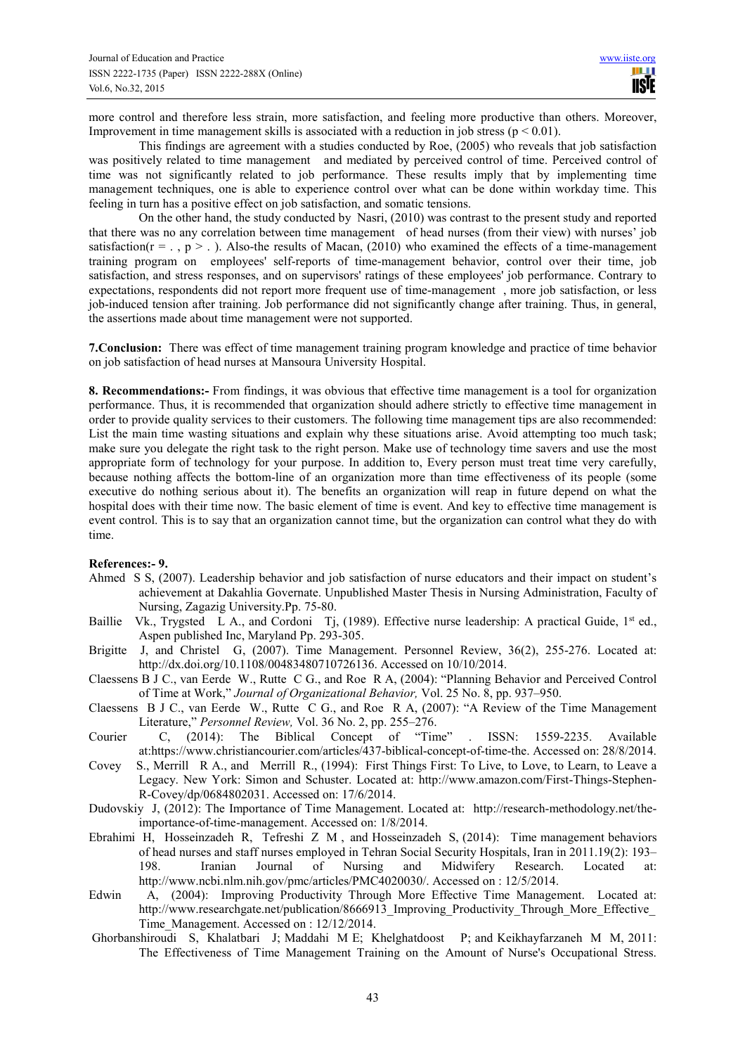more control and therefore less strain, more satisfaction, and feeling more productive than others. Moreover, Improvement in time management skills is associated with a reduction in job stress ($p < 0.01$).

This findings are agreement with a studies conducted by Roe, (2005) who reveals that job satisfaction was positively related to time management and mediated by perceived control of time. Perceived control of time was not significantly related to job performance. These results imply that by implementing time management techniques, one is able to experience control over what can be done within workday time. This feeling in turn has a positive effect on job satisfaction, and somatic tensions.

On the other hand, the study conducted by Nasri, (2010) was contrast to the present study and reported that there was no any correlation between time management of head nurses (from their view) with nurses' job satisfaction($r = .$, $p > .$ ). Also-the results of Macan, (2010) who examined the effects of a time-management training program on employees' self-reports of time-management behavior, control over their time, job satisfaction, and stress responses, and on supervisors' ratings of these employees' job performance. Contrary to expectations, respondents did not report more frequent use of time-management , more job satisfaction, or less job-induced tension after training. Job performance did not significantly change after training. Thus, in general, the assertions made about time management were not supported.

**7.Conclusion:** There was effect of time management training program knowledge and practice of time behavior on job satisfaction of head nurses at Mansoura University Hospital.

**8. Recommendations:-** From findings, it was obvious that effective time management is a tool for organization performance. Thus, it is recommended that organization should adhere strictly to effective time management in order to provide quality services to their customers. The following time management tips are also recommended: List the main time wasting situations and explain why these situations arise. Avoid attempting too much task; make sure you delegate the right task to the right person. Make use of technology time savers and use the most appropriate form of technology for your purpose. In addition to, Every person must treat time very carefully, because nothing affects the bottom-line of an organization more than time effectiveness of its people (some executive do nothing serious about it). The benefits an organization will reap in future depend on what the hospital does with their time now. The basic element of time is event. And key to effective time management is event control. This is to say that an organization cannot time, but the organization can control what they do with time.

**References:- 9.**

- Ahmed S S, (2007). Leadership behavior and job satisfaction of nurse educators and their impact on student's achievement at Dakahlia Governate. Unpublished Master Thesis in Nursing Administration, Faculty of Nursing, Zagazig University.Pp. 75-80.
- Baillie Vk., Trygsted L A., and Cordoni Tj, (1989). Effective nurse leadership: A practical Guide, 1st ed., Aspen published Inc, Maryland Pp. 293-305.
- Brigitte J, and Christel G, (2007). Time Management. Personnel Review, 36(2), 255-276. Located at: http://dx.doi.org/10.1108/00483480710726136. Accessed on 10/10/2014.
- Claessens B J C., van Eerde W., Rutte C G., and Roe R A, (2004): "Planning Behavior and Perceived Control of Time at Work," *Journal of Organizational Behavior,* Vol. 25 No. 8, pp. 937–950.
- Claessens B J C., van Eerde W., Rutte C G., and Roe R A, (2007): "A Review of the Time Management Literature," *Personnel Review,* Vol. 36 No. 2, pp. 255–276.
- Courier C, (2014): The Biblical Concept of "Time" . ISSN: 1559-2235. Available at:https://www.christiancourier.com/articles/437-biblical-concept-of-time-the. Accessed on: 28/8/2014.
- Covey S., Merrill R A., and Merrill R., (1994): First Things First: To Live, to Love, to Learn, to Leave a Legacy. New York: Simon and Schuster. Located at: http://www.amazon.com/First-Things-Stephen-R-Covey/dp/0684802031. Accessed on: 17/6/2014.
- Dudovskiy J, (2012): The Importance of Time Management. Located at: http://research-methodology.net/the-importance-of-time-management. Accessed on: 1/8/2014.
- Ebrahimi H, Hosseinzadeh R, Tefreshi Z M , and Hosseinzadeh S, (2014): Time management behaviors of head nurses and staff nurses employed in Tehran Social Security Hospitals, Iran in 2011.19(2): 193–198. Iranian Journal of Nursing and Midwifery Research. Located at: http://www.ncbi.nlm.nih.gov/pmc/articles/PMC4020030/. Accessed on : 12/5/2014.
- Edwin A, (2004): Improving Productivity Through More Effective Time Management. Located at: http://www.researchgate.net/publication/8666913_Improving_Productivity_Through_More_Effective_Time_Management. Accessed on : 12/12/2014.
- Ghorbanshiroudi S, Khalatbari J; Maddahi M E; Khelghatdoost P; and Keikhayfarzaneh M M, 2011: The Effectiveness of Time Management Training on the Amount of Nurse's Occupational Stress.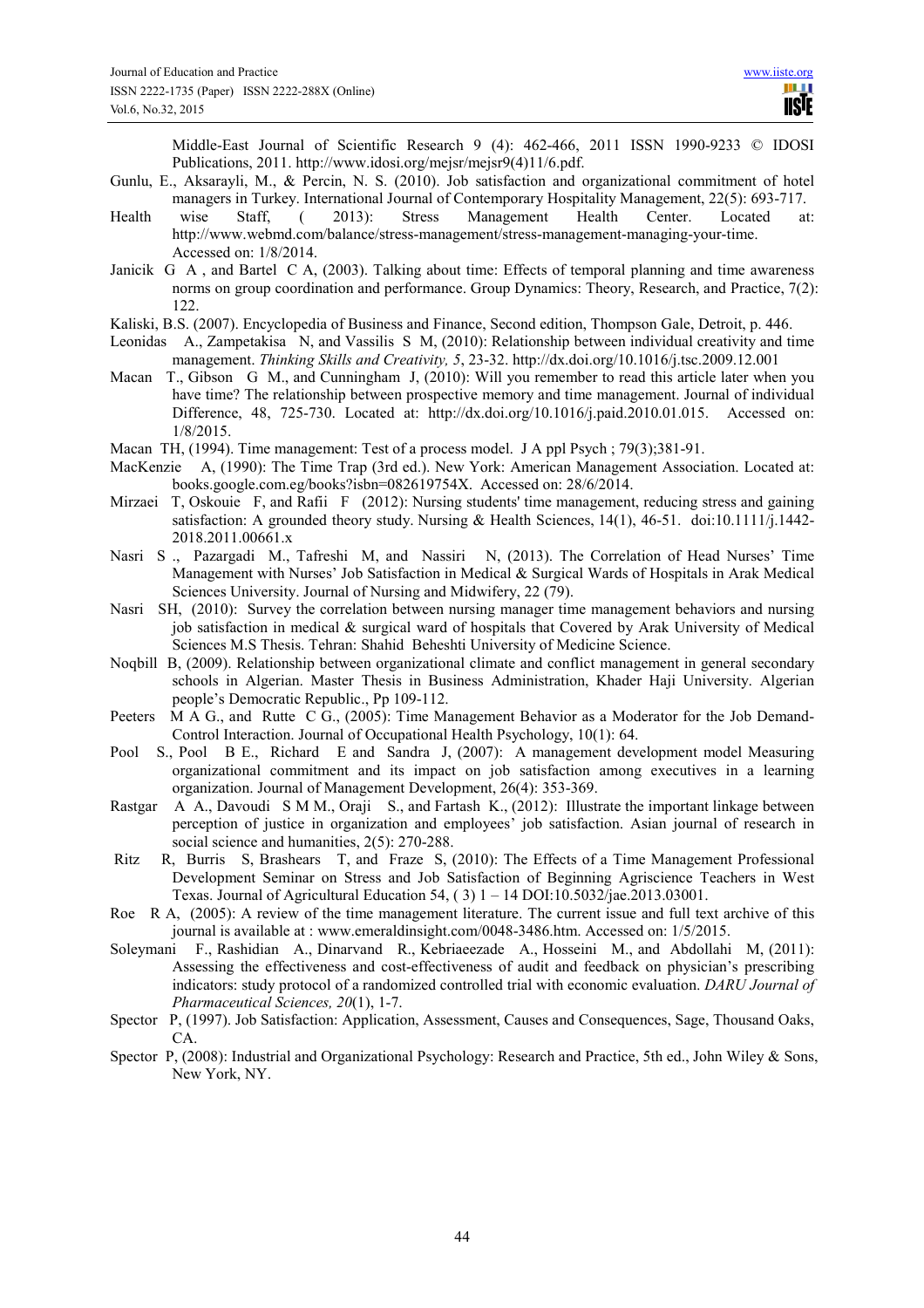Middle-East Journal of Scientific Research 9 (4): 462-466, 2011 ISSN 1990-9233 © IDOSI Publications, 2011. http://www.idosi.org/mejsr/mejsr9(4)11/6.pdf.

Gunlu, E., Aksarayli, M., & Percin, N. S. (2010). Job satisfaction and organizational commitment of hotel managers in Turkey. International Journal of Contemporary Hospitality Management, 22(5): 693-717.

Health wise Staff, ( 2013): Stress Management Health Center. Located at: http://www.webmd.com/balance/stress-management/stress-management-managing-your-time. Accessed on: 1/8/2014.

Janicik G A , and Bartel C A, (2003). Talking about time: Effects of temporal planning and time awareness norms on group coordination and performance. Group Dynamics: Theory, Research, and Practice, 7(2): 122.

Kaliski, B.S. (2007). Encyclopedia of Business and Finance, Second edition, Thompson Gale, Detroit, p. 446.

Leonidas A., Zampetakisa N, and Vassilis S M, (2010): Relationship between individual creativity and time management. *Thinking Skills and Creativity, 5*, 23-32. http://dx.doi.org/10.1016/j.tsc.2009.12.001

Macan T., Gibson G M., and Cunningham J, (2010): Will you remember to read this article later when you have time? The relationship between prospective memory and time management. Journal of individual Difference, 48, 725-730. Located at: http://dx.doi.org/10.1016/j.paid.2010.01.015. Accessed on: 1/8/2015.

Macan TH, (1994). Time management: Test of a process model. J A ppl Psych ; 79(3);381-91.

MacKenzie A, (1990): The Time Trap (3rd ed.). New York: American Management Association. Located at: books.google.com.eg/books?isbn=082619754X. Accessed on: 28/6/2014.

Mirzaei T, Oskouie F, and Rafii F (2012): Nursing students' time management, reducing stress and gaining satisfaction: A grounded theory study. Nursing & Health Sciences, 14(1), 46-51. doi:10.1111/j.1442-2018.2011.00661.x

Nasri S ., Pazargadi M., Tafreshi M, and Nassiri N, (2013). The Correlation of Head Nurses' Time Management with Nurses' Job Satisfaction in Medical & Surgical Wards of Hospitals in Arak Medical Sciences University. Journal of Nursing and Midwifery, 22 (79).

Nasri SH, (2010): Survey the correlation between nursing manager time management behaviors and nursing job satisfaction in medical & surgical ward of hospitals that Covered by Arak University of Medical Sciences M.S Thesis. Tehran: Shahid Beheshti University of Medicine Science.

Noqbill B, (2009). Relationship between organizational climate and conflict management in general secondary schools in Algerian. Master Thesis in Business Administration, Khader Haji University. Algerian people's Democratic Republic., Pp 109-112.

Peeters M A G., and Rutte C G., (2005): Time Management Behavior as a Moderator for the Job Demand-Control Interaction. Journal of Occupational Health Psychology, 10(1): 64.

Pool S., Pool B E., Richard E and Sandra J, (2007): A management development model Measuring organizational commitment and its impact on job satisfaction among executives in a learning organization. Journal of Management Development, 26(4): 353-369.

Rastgar A A., Davoudi S M M., Oraji S., and Fartash K., (2012): Illustrate the important linkage between perception of justice in organization and employees' job satisfaction. Asian journal of research in social science and humanities, 2(5): 270-288.

Ritz R, Burris S, Brashears T, and Fraze S, (2010): The Effects of a Time Management Professional Development Seminar on Stress and Job Satisfaction of Beginning Agriscience Teachers in West Texas. Journal of Agricultural Education 54, ( 3) 1 – 14 DOI:10.5032/jae.2013.03001.

Roe R A, (2005): A review of the time management literature. The current issue and full text archive of this journal is available at : www.emeraldinsight.com/0048-3486.htm. Accessed on: 1/5/2015.

Soleymani F., Rashidian A., Dinarvand R., Kebriaeezade A., Hosseini M., and Abdollahi M, (2011): Assessing the effectiveness and cost-effectiveness of audit and feedback on physician's prescribing indicators: study protocol of a randomized controlled trial with economic evaluation. *DARU Journal of Pharmaceutical Sciences, 20*(1), 1-7.

Spector P, (1997). Job Satisfaction: Application, Assessment, Causes and Consequences, Sage, Thousand Oaks, CA.

Spector P, (2008): Industrial and Organizational Psychology: Research and Practice, 5th ed., John Wiley & Sons, New York, NY.